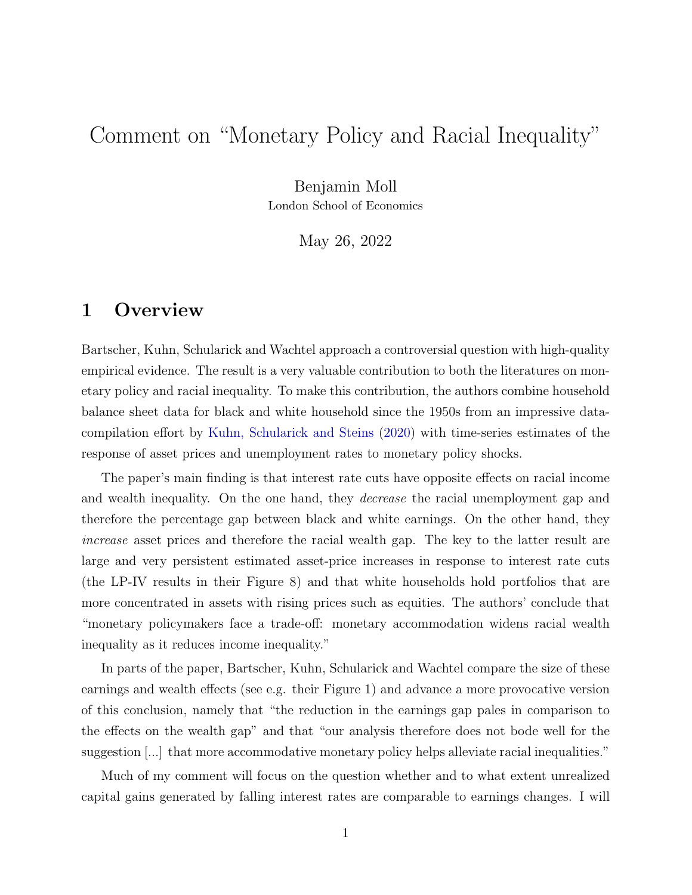# Comment on "Monetary Policy and Racial Inequality"

Benjamin Moll
London School of Economics

May 26, 2022

## 1 Overview

Bartscher, Kuhn, Schularick and Wachtel approach a controversial question with high-quality empirical evidence. The result is a very valuable contribution to both the literatures on monetary policy and racial inequality. To make this contribution, the authors combine household balance sheet data for black and white household since the 1950s from an impressive data-compilation effort by Kuhn, Schularick and Steins (2020) with time-series estimates of the response of asset prices and unemployment rates to monetary policy shocks.

The paper's main finding is that interest rate cuts have opposite effects on racial income and wealth inequality. On the one hand, they *decrease* the racial unemployment gap and therefore the percentage gap between black and white earnings. On the other hand, they *increase* asset prices and therefore the racial wealth gap. The key to the latter result are large and very persistent estimated asset-price increases in response to interest rate cuts (the LP-IV results in their Figure 8) and that white households hold portfolios that are more concentrated in assets with rising prices such as equities. The authors' conclude that "monetary policymakers face a trade-off: monetary accommodation widens racial wealth inequality as it reduces income inequality."

In parts of the paper, Bartscher, Kuhn, Schularick and Wachtel compare the size of these earnings and wealth effects (see e.g. their Figure 1) and advance a more provocative version of this conclusion, namely that "the reduction in the earnings gap pales in comparison to the effects on the wealth gap" and that "our analysis therefore does not bode well for the suggestion [...] that more accommodative monetary policy helps alleviate racial inequalities."

Much of my comment will focus on the question whether and to what extent unrealized capital gains generated by falling interest rates are comparable to earnings changes. I will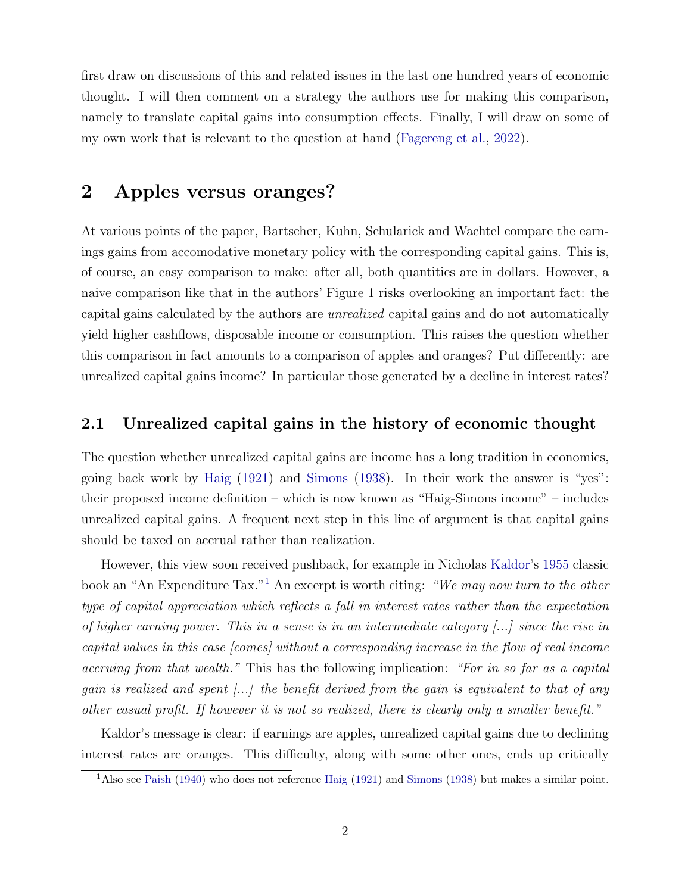first draw on discussions of this and related issues in the last one hundred years of economic thought. I will then comment on a strategy the authors use for making this comparison, namely to translate capital gains into consumption effects. Finally, I will draw on some of my own work that is relevant to the question at hand (Fagereng et al., 2022).

## 2 Apples versus oranges?

At various points of the paper, Bartscher, Kuhn, Schularick and Wachtel compare the earnings gains from accomodative monetary policy with the corresponding capital gains. This is, of course, an easy comparison to make: after all, both quantities are in dollars. However, a naive comparison like that in the authors' Figure 1 risks overlooking an important fact: the capital gains calculated by the authors are *unrealized* capital gains and do not automatically yield higher cashflows, disposable income or consumption. This raises the question whether this comparison in fact amounts to a comparison of apples and oranges? Put differently: are unrealized capital gains income? In particular those generated by a decline in interest rates?

### 2.1 Unrealized capital gains in the history of economic thought

The question whether unrealized capital gains are income has a long tradition in economics, going back work by Haig (1921) and Simons (1938). In their work the answer is "yes": their proposed income definition – which is now known as "Haig-Simons income" – includes unrealized capital gains. A frequent next step in this line of argument is that capital gains should be taxed on accrual rather than realization.

However, this view soon received pushback, for example in Nicholas Kaldor's 1955 classic book an "An Expenditure Tax."[1] An excerpt is worth citing: *"We may now turn to the other type of capital appreciation which reflects a fall in interest rates rather than the expectation of higher earning power. This in a sense is in an intermediate category [...] since the rise in capital values in this case [comes] without a corresponding increase in the flow of real income accruing from that wealth."* This has the following implication: *"For in so far as a capital gain is realized and spent [...] the benefit derived from the gain is equivalent to that of any other casual profit. If however it is not so realized, there is clearly only a smaller benefit."*

Kaldor's message is clear: if earnings are apples, unrealized capital gains due to declining interest rates are oranges. This difficulty, along with some other ones, ends up critically

[1] Also see Paish (1940) who does not reference Haig (1921) and Simons (1938) but makes a similar point.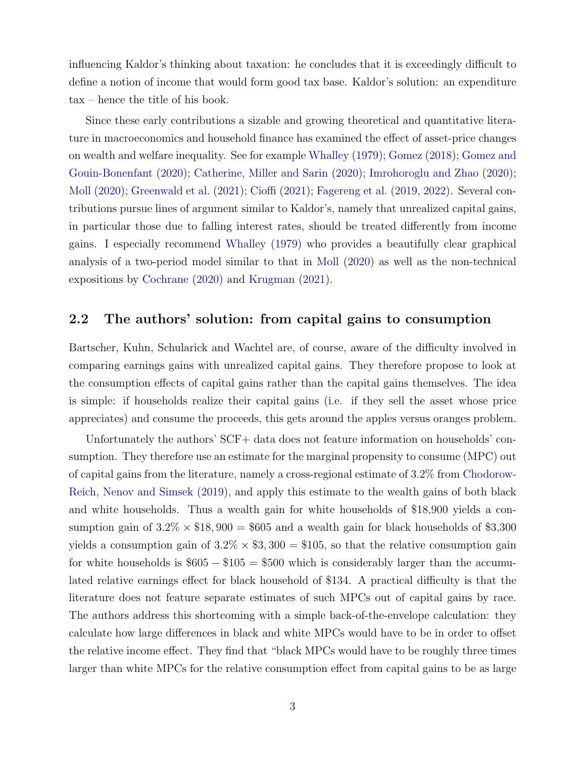influencing Kaldor's thinking about taxation: he concludes that it is exceedingly difficult to define a notion of income that would form good tax base. Kaldor's solution: an expenditure tax – hence the title of his book.

Since these early contributions a sizable and growing theoretical and quantitative literature in macroeconomics and household finance has examined the effect of asset-price changes on wealth and welfare inequality. See for example Whalley (1979); Gomez (2018); Gomez and Gouin-Bonenfant (2020); Catherine, Miller and Sarin (2020); Imrohoroglu and Zhao (2020); Moll (2020); Greenwald et al. (2021); Cioffi (2021); Fagereng et al. (2019, 2022). Several contributions pursue lines of argument similar to Kaldor's, namely that unrealized capital gains, in particular those due to falling interest rates, should be treated differently from income gains. I especially recommend Whalley (1979) who provides a beautifully clear graphical analysis of a two-period model similar to that in Moll (2020) as well as the non-technical expositions by Cochrane (2020) and Krugman (2021).

## 2.2 The authors' solution: from capital gains to consumption

Bartscher, Kuhn, Schularick and Wachtel are, of course, aware of the difficulty involved in comparing earnings gains with unrealized capital gains. They therefore propose to look at the consumption effects of capital gains rather than the capital gains themselves. The idea is simple: if households realize their capital gains (i.e. if they sell the asset whose price appreciates) and consume the proceeds, this gets around the apples versus oranges problem.

Unfortunately the authors' SCF+ data does not feature information on households' consumption. They therefore use an estimate for the marginal propensity to consume (MPC) out of capital gains from the literature, namely a cross-regional estimate of 3.2% from Chodorow-Reich, Nenov and Simsek (2019), and apply this estimate to the wealth gains of both black and white households. Thus a wealth gain for white households of \$18,900 yields a consumption gain of $3.2\% \times \$18,900 = \$605$ and a wealth gain for black households of \$3,300 yields a consumption gain of $3.2\% \times \$3,300 = \$105$, so that the relative consumption gain for white households is $\$605 - \$105 = \$500$ which is considerably larger than the accumulated relative earnings effect for black household of \$134. A practical difficulty is that the literature does not feature separate estimates of such MPCs out of capital gains by race. The authors address this shortcoming with a simple back-of-the-envelope calculation: they calculate how large differences in black and white MPCs would have to be in order to offset the relative income effect. They find that "black MPCs would have to be roughly three times larger than white MPCs for the relative consumption effect from capital gains to be as large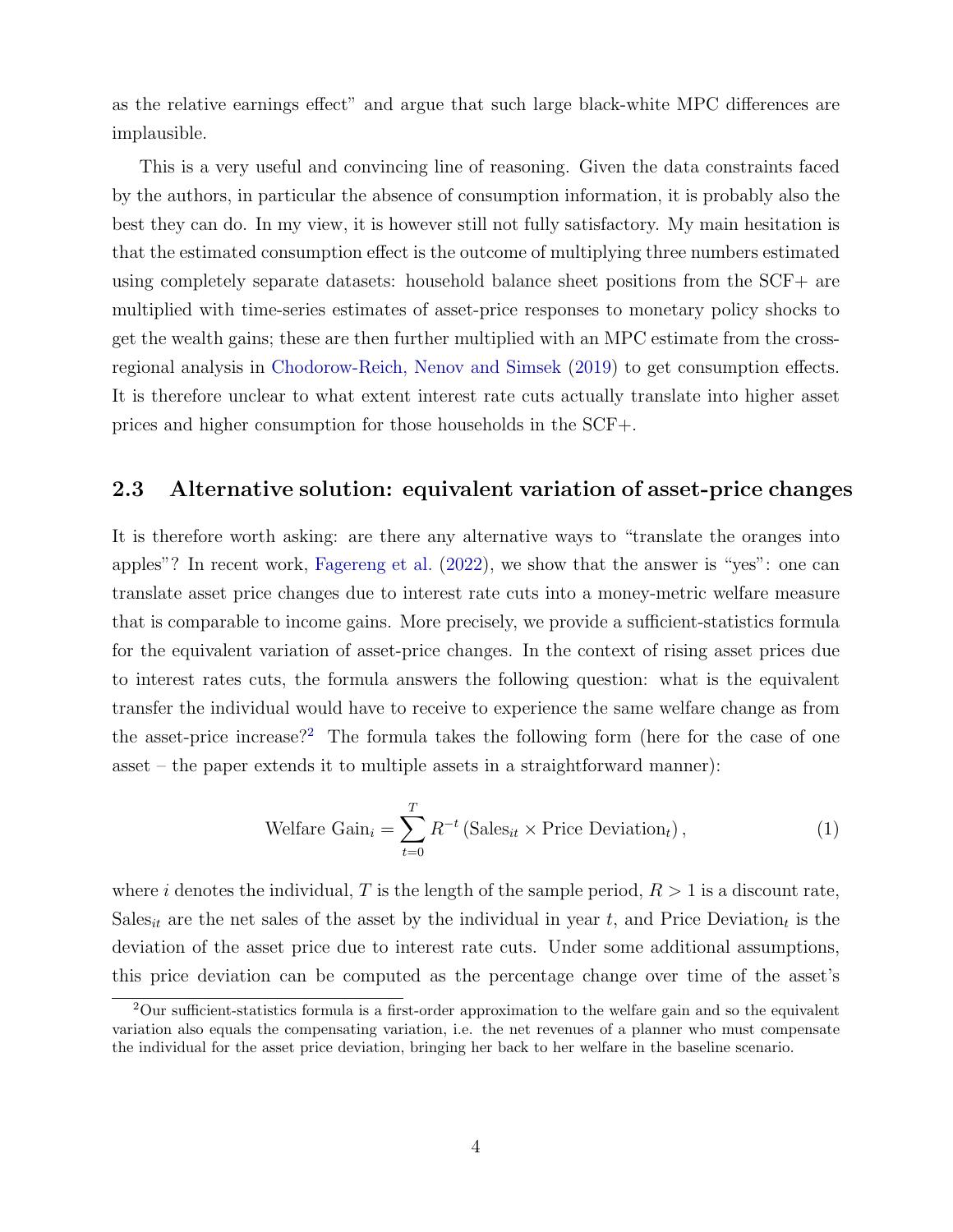as the relative earnings effect" and argue that such large black-white MPC differences are implausible.

This is a very useful and convincing line of reasoning. Given the data constraints faced by the authors, in particular the absence of consumption information, it is probably also the best they can do. In my view, it is however still not fully satisfactory. My main hesitation is that the estimated consumption effect is the outcome of multiplying three numbers estimated using completely separate datasets: household balance sheet positions from the SCF+ are multiplied with time-series estimates of asset-price responses to monetary policy shocks to get the wealth gains; these are then further multiplied with an MPC estimate from the cross-regional analysis in Chodorow-Reich, Nenov and Simsek (2019) to get consumption effects. It is therefore unclear to what extent interest rate cuts actually translate into higher asset prices and higher consumption for those households in the SCF+.

## 2.3 Alternative solution: equivalent variation of asset-price changes

It is therefore worth asking: are there any alternative ways to "translate the oranges into apples"? In recent work, Fagereng et al. (2022), we show that the answer is "yes": one can translate asset price changes due to interest rate cuts into a money-metric welfare measure that is comparable to income gains. More precisely, we provide a sufficient-statistics formula for the equivalent variation of asset-price changes. In the context of rising asset prices due to interest rates cuts, the formula answers the following question: what is the equivalent transfer the individual would have to receive to experience the same welfare change as from the asset-price increase?[2] The formula takes the following form (here for the case of one asset – the paper extends it to multiple assets in a straightforward manner):

$$\text{Welfare Gain}_i = \sum_{t=0}^{T} R^{-t} \left( \text{Sales}_{it} \times \text{Price Deviation}_t \right), \tag{1}$$

where $i$ denotes the individual, $T$ is the length of the sample period, $R > 1$ is a discount rate, $\text{Sales}_{it}$ are the net sales of the asset by the individual in year $t$, and $\text{Price Deviation}_t$ is the deviation of the asset price due to interest rate cuts. Under some additional assumptions, this price deviation can be computed as the percentage change over time of the asset's

[2] Our sufficient-statistics formula is a first-order approximation to the welfare gain and so the equivalent variation also equals the compensating variation, i.e. the net revenues of a planner who must compensate the individual for the asset price deviation, bringing her back to her welfare in the baseline scenario.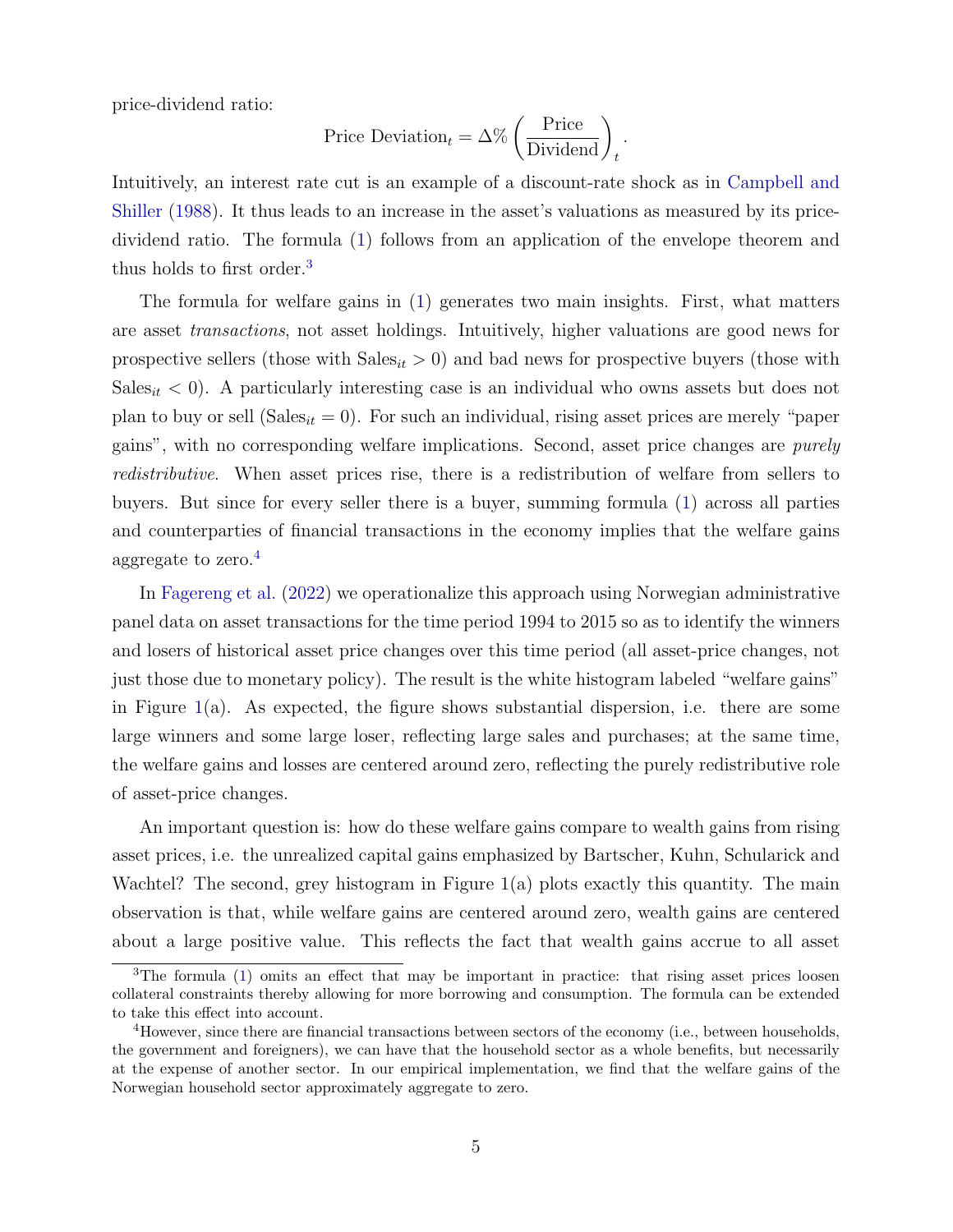price-dividend ratio:

$$\text{Price Deviation}_t = \Delta\% \left(\frac{\text{Price}}{\text{Dividend}}\right)_t.$$

Intuitively, an interest rate cut is an example of a discount-rate shock as in Campbell and Shiller (1988). It thus leads to an increase in the asset's valuations as measured by its price-dividend ratio. The formula (1) follows from an application of the envelope theorem and thus holds to first order.[3]

The formula for welfare gains in (1) generates two main insights. First, what matters are asset *transactions*, not asset holdings. Intuitively, higher valuations are good news for prospective sellers (those with $\text{Sales}_{it} > 0$) and bad news for prospective buyers (those with $\text{Sales}_{it} < 0$). A particularly interesting case is an individual who owns assets but does not plan to buy or sell ($\text{Sales}_{it} = 0$). For such an individual, rising asset prices are merely "paper gains", with no corresponding welfare implications. Second, asset price changes are *purely redistributive*. When asset prices rise, there is a redistribution of welfare from sellers to buyers. But since for every seller there is a buyer, summing formula (1) across all parties and counterparties of financial transactions in the economy implies that the welfare gains aggregate to zero.[4]

In Fagereng et al. (2022) we operationalize this approach using Norwegian administrative panel data on asset transactions for the time period 1994 to 2015 so as to identify the winners and losers of historical asset price changes over this time period (all asset-price changes, not just those due to monetary policy). The result is the white histogram labeled "welfare gains" in Figure 1(a). As expected, the figure shows substantial dispersion, i.e. there are some large winners and some large loser, reflecting large sales and purchases; at the same time, the welfare gains and losses are centered around zero, reflecting the purely redistributive role of asset-price changes.

An important question is: how do these welfare gains compare to wealth gains from rising asset prices, i.e. the unrealized capital gains emphasized by Bartscher, Kuhn, Schularick and Wachtel? The second, grey histogram in Figure 1(a) plots exactly this quantity. The main observation is that, while welfare gains are centered around zero, wealth gains are centered about a large positive value. This reflects the fact that wealth gains accrue to all asset

[3] The formula (1) omits an effect that may be important in practice: that rising asset prices loosen collateral constraints thereby allowing for more borrowing and consumption. The formula can be extended to take this effect into account.

[4] However, since there are financial transactions between sectors of the economy (i.e., between households, the government and foreigners), we can have that the household sector as a whole benefits, but necessarily at the expense of another sector. In our empirical implementation, we find that the welfare gains of the Norwegian household sector approximately aggregate to zero.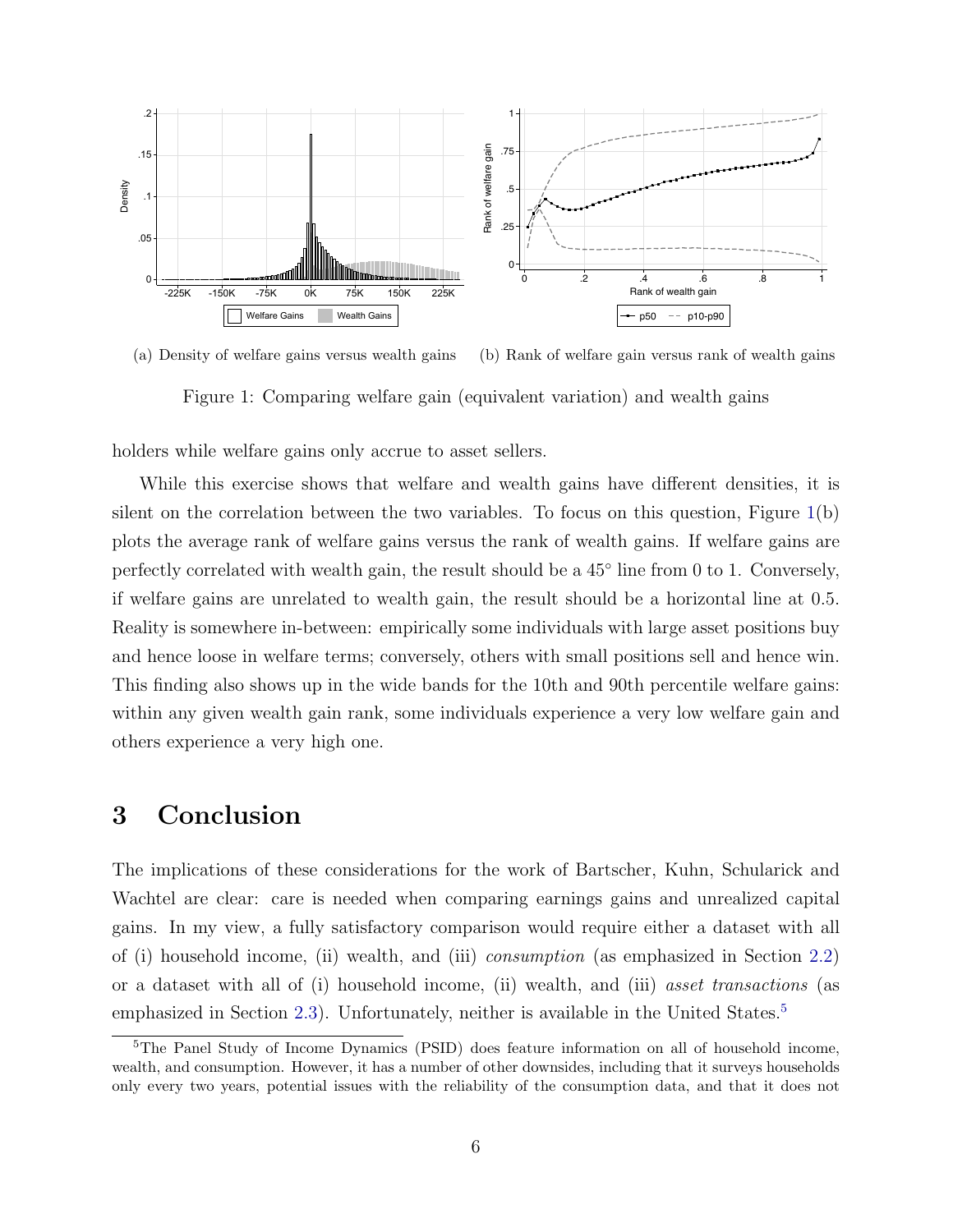(a) Density of welfare gains versus wealth gains (b) Rank of welfare gain versus rank of wealth gains

Figure 1: Comparing welfare gain (equivalent variation) and wealth gains

holders while welfare gains only accrue to asset sellers.

While this exercise shows that welfare and wealth gains have different densities, it is silent on the correlation between the two variables. To focus on this question, Figure 1(b) plots the average rank of welfare gains versus the rank of wealth gains. If welfare gains are perfectly correlated with wealth gain, the result should be a 45° line from 0 to 1. Conversely, if welfare gains are unrelated to wealth gain, the result should be a horizontal line at 0.5. Reality is somewhere in-between: empirically some individuals with large asset positions buy and hence loose in welfare terms; conversely, others with small positions sell and hence win. This finding also shows up in the wide bands for the 10th and 90th percentile welfare gains: within any given wealth gain rank, some individuals experience a very low welfare gain and others experience a very high one.

# 3 Conclusion

The implications of these considerations for the work of Bartscher, Kuhn, Schularick and Wachtel are clear: care is needed when comparing earnings gains and unrealized capital gains. In my view, a fully satisfactory comparison would require either a dataset with all of (i) household income, (ii) wealth, and (iii) *consumption* (as emphasized in Section 2.2) or a dataset with all of (i) household income, (ii) wealth, and (iii) *asset transactions* (as emphasized in Section 2.3). Unfortunately, neither is available in the United States.[5]

[5] The Panel Study of Income Dynamics (PSID) does feature information on all of household income, wealth, and consumption. However, it has a number of other downsides, including that it surveys households only every two years, potential issues with the reliability of the consumption data, and that it does not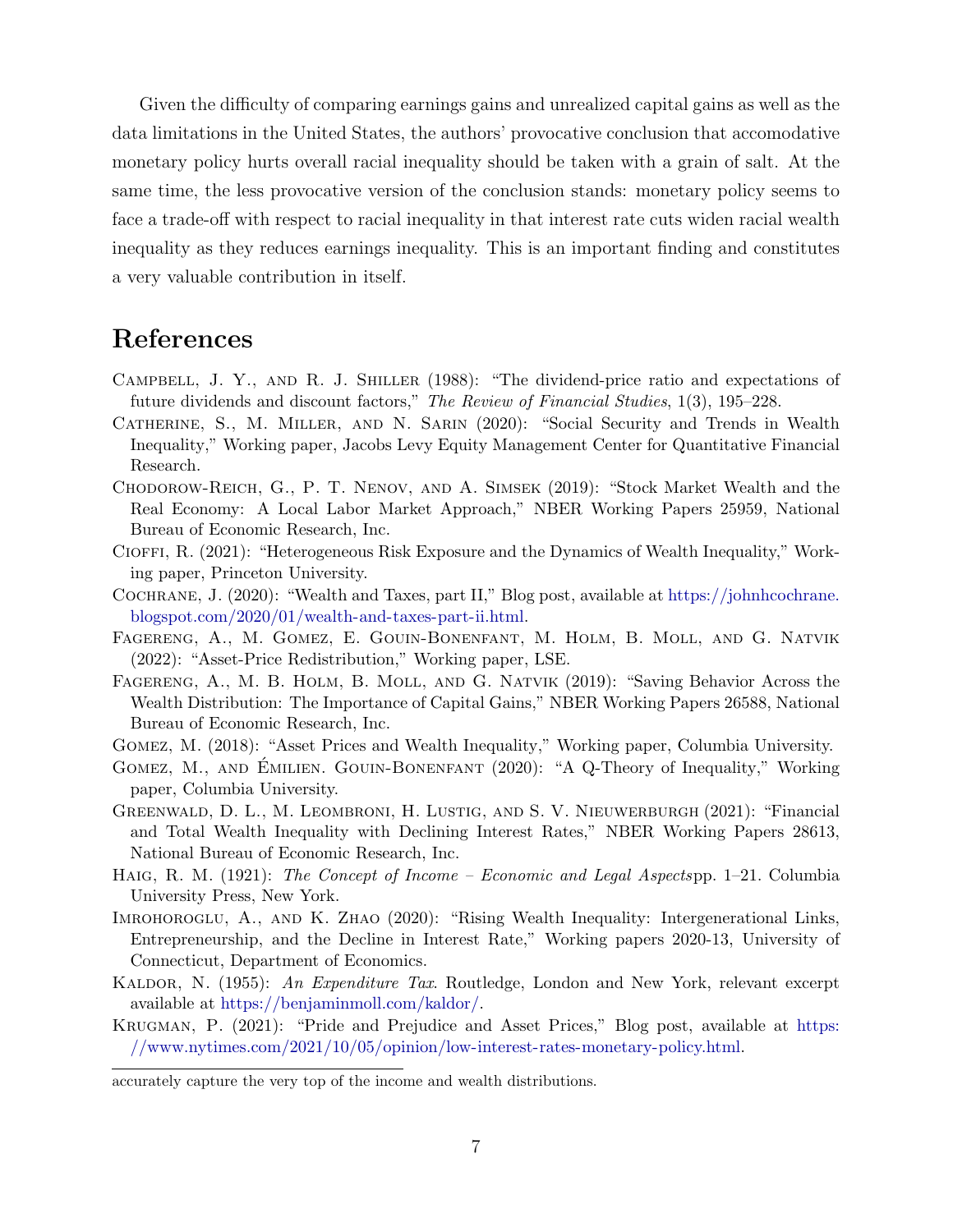Given the difficulty of comparing earnings gains and unrealized capital gains as well as the data limitations in the United States, the authors' provocative conclusion that accomodative monetary policy hurts overall racial inequality should be taken with a grain of salt. At the same time, the less provocative version of the conclusion stands: monetary policy seems to face a trade-off with respect to racial inequality in that interest rate cuts widen racial wealth inequality as they reduces earnings inequality. This is an important finding and constitutes a very valuable contribution in itself.

# References

Campbell, J. Y., and R. J. Shiller (1988): "The dividend-price ratio and expectations of future dividends and discount factors," *The Review of Financial Studies*, 1(3), 195–228.

Catherine, S., M. Miller, and N. Sarin (2020): "Social Security and Trends in Wealth Inequality," Working paper, Jacobs Levy Equity Management Center for Quantitative Financial Research.

Chodorow-Reich, G., P. T. Nenov, and A. Simsek (2019): "Stock Market Wealth and the Real Economy: A Local Labor Market Approach," NBER Working Papers 25959, National Bureau of Economic Research, Inc.

Cioffi, R. (2021): "Heterogeneous Risk Exposure and the Dynamics of Wealth Inequality," Working paper, Princeton University.

Cochrane, J. (2020): "Wealth and Taxes, part II," Blog post, available at https://johnhcochrane.blogspot.com/2020/01/wealth-and-taxes-part-ii.html.

Fagereng, A., M. Gomez, E. Gouin-Bonenfant, M. Holm, B. Moll, and G. Natvik (2022): "Asset-Price Redistribution," Working paper, LSE.

Fagereng, A., M. B. Holm, B. Moll, and G. Natvik (2019): "Saving Behavior Across the Wealth Distribution: The Importance of Capital Gains," NBER Working Papers 26588, National Bureau of Economic Research, Inc.

Gomez, M. (2018): "Asset Prices and Wealth Inequality," Working paper, Columbia University.

Gomez, M., and Émilien. Gouin-Bonenfant (2020): "A Q-Theory of Inequality," Working paper, Columbia University.

Greenwald, D. L., M. Leombroni, H. Lustig, and S. V. Nieuwerburgh (2021): "Financial and Total Wealth Inequality with Declining Interest Rates," NBER Working Papers 28613, National Bureau of Economic Research, Inc.

Haig, R. M. (1921): *The Concept of Income – Economic and Legal Aspects*pp. 1–21. Columbia University Press, New York.

Imrohoroglu, A., and K. Zhao (2020): "Rising Wealth Inequality: Intergenerational Links, Entrepreneurship, and the Decline in Interest Rate," Working papers 2020-13, University of Connecticut, Department of Economics.

Kaldor, N. (1955): *An Expenditure Tax*. Routledge, London and New York, relevant excerpt available at https://benjaminmoll.com/kaldor/.

Krugman, P. (2021): "Pride and Prejudice and Asset Prices," Blog post, available at https://www.nytimes.com/2021/10/05/opinion/low-interest-rates-monetary-policy.html.

accurately capture the very top of the income and wealth distributions.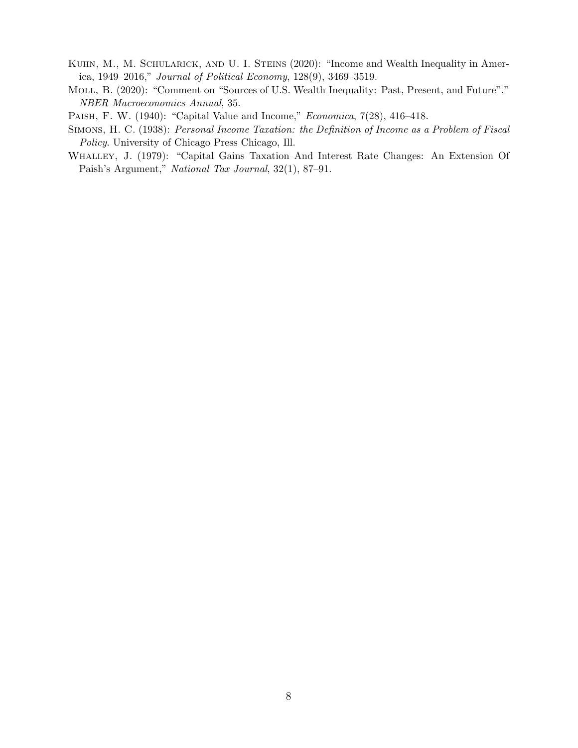Kuhn, M., M. Schularick, and U. I. Steins (2020): "Income and Wealth Inequality in America, 1949–2016," *Journal of Political Economy*, 128(9), 3469–3519.

Moll, B. (2020): "Comment on "Sources of U.S. Wealth Inequality: Past, Present, and Future"," *NBER Macroeconomics Annual*, 35.

Paish, F. W. (1940): "Capital Value and Income," *Economica*, 7(28), 416–418.

Simons, H. C. (1938): *Personal Income Taxation: the Definition of Income as a Problem of Fiscal Policy*. University of Chicago Press Chicago, Ill.

Whalley, J. (1979): "Capital Gains Taxation And Interest Rate Changes: An Extension Of Paish's Argument," *National Tax Journal*, 32(1), 87–91.